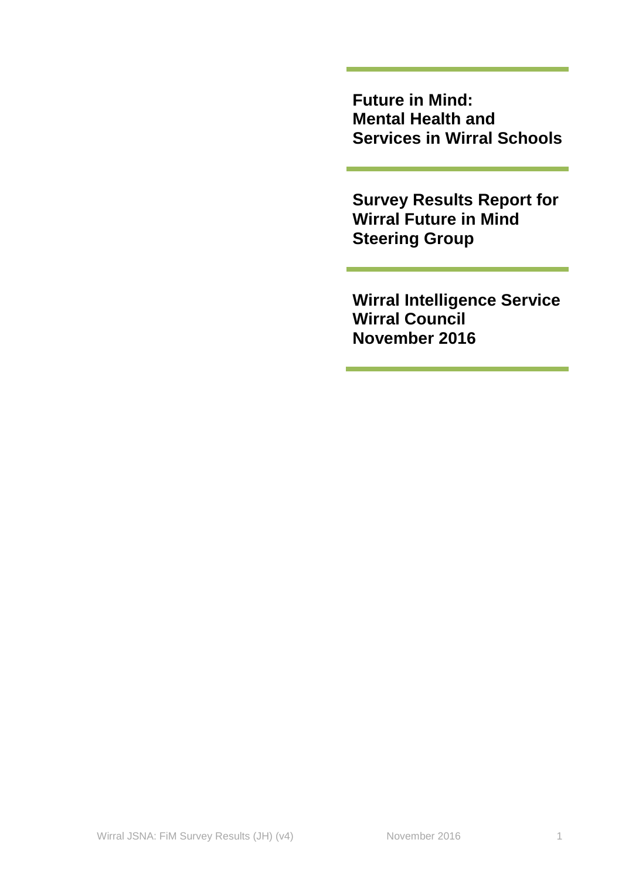# Future in Mind: Mental Health and Services in Wirral Schools

## Survey Results Report for Wirral Future in Mind Steering Group

**Wirral Intelligence Service**
**Wirral Council**
**November 2016**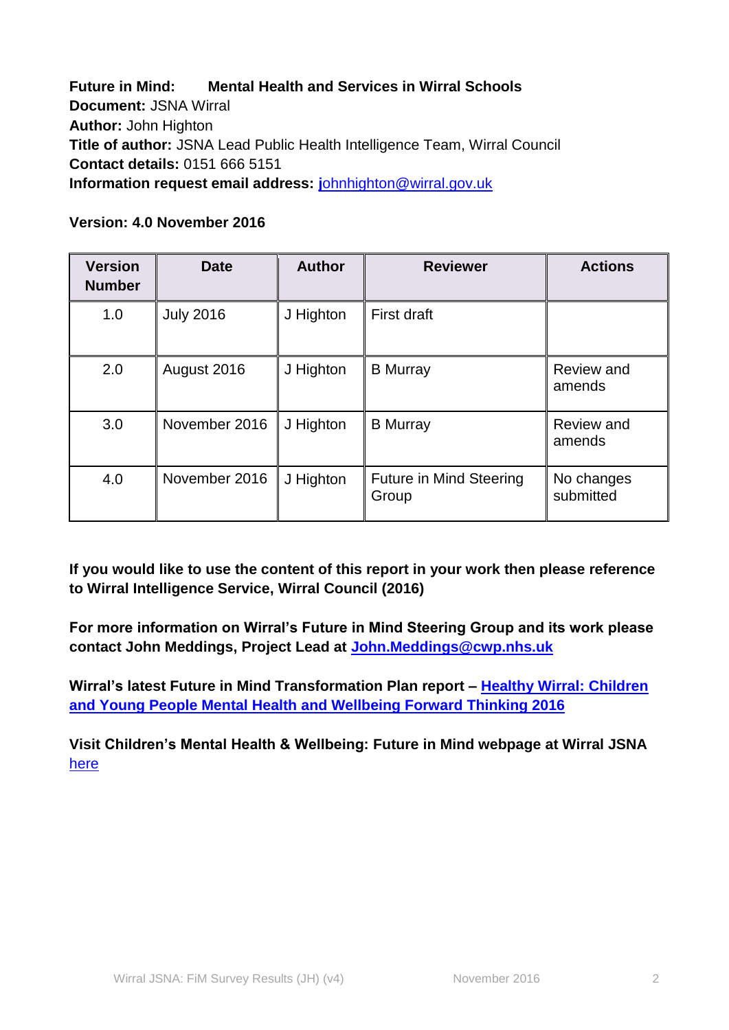**Future in Mind: Mental Health and Services in Wirral Schools**
**Document:** JSNA Wirral
**Author:** John Highton
**Title of author:** JSNA Lead Public Health Intelligence Team, Wirral Council
**Contact details:** 0151 666 5151
**Information request email address:** johnhighton@wirral.gov.uk

**Version: 4.0 November 2016**

| Version Number | Date | Author | Reviewer | Actions |
|---|---|---|---|---|
| 1.0 | July 2016 | J Highton | First draft | |
| 2.0 | August 2016 | J Highton | B Murray | Review and amends |
| 3.0 | November 2016 | J Highton | B Murray | Review and amends |
| 4.0 | November 2016 | J Highton | Future in Mind Steering Group | No changes submitted |

**If you would like to use the content of this report in your work then please reference to Wirral Intelligence Service, Wirral Council (2016)**

**For more information on Wirral's Future in Mind Steering Group and its work please contact John Meddings, Project Lead at John.Meddings@cwp.nhs.uk**

**Wirral's latest Future in Mind Transformation Plan report – Healthy Wirral: Children and Young People Mental Health and Wellbeing Forward Thinking 2016**

**Visit Children's Mental Health & Wellbeing: Future in Mind webpage at Wirral JSNA** here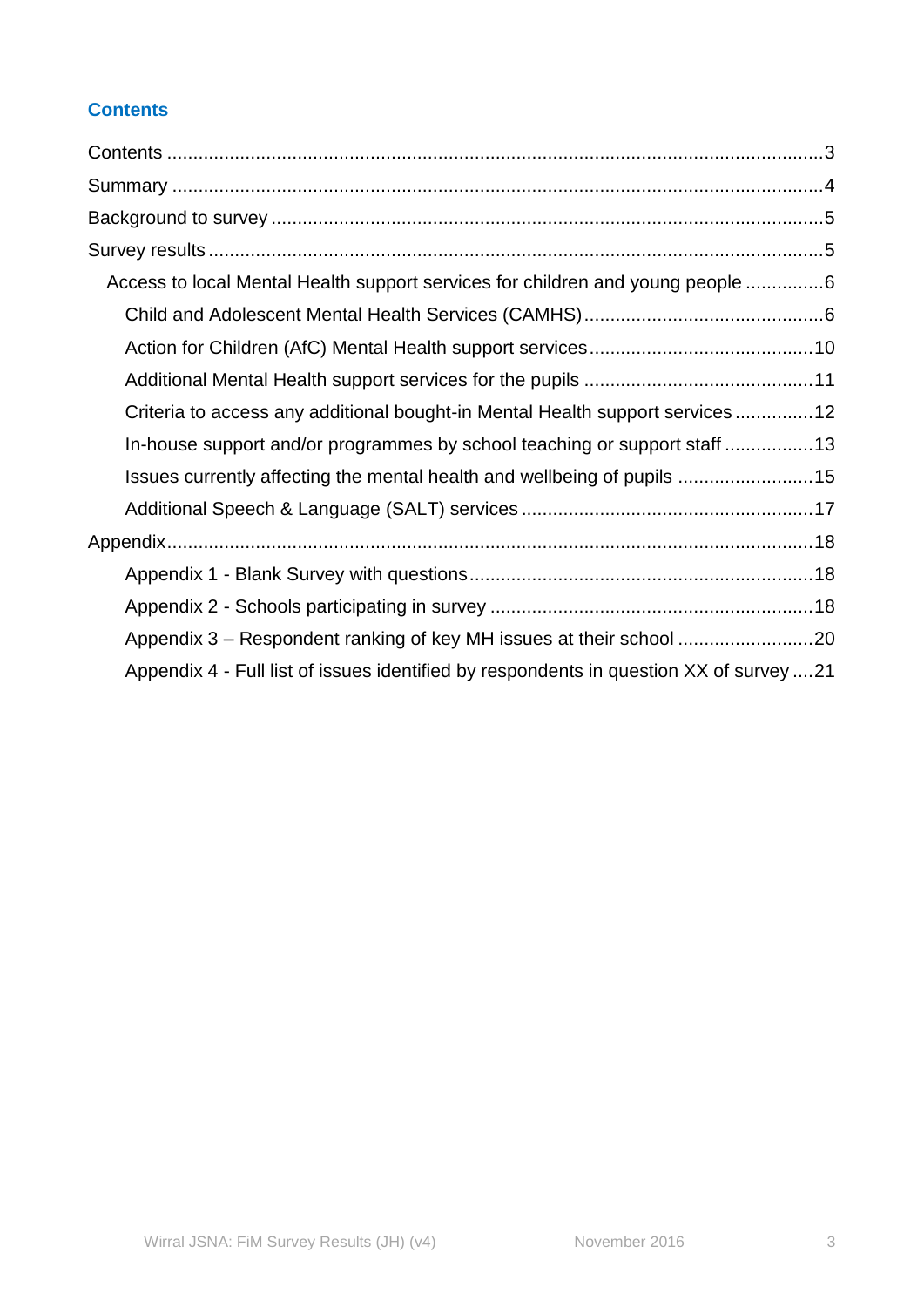## Contents

- Contents ....................................................................................................................3
- Summary ....................................................................................................................4
- Background to survey ...............................................................................................5
- Survey results ............................................................................................................5
  - Access to local Mental Health support services for children and young people ...............6
    - Child and Adolescent Mental Health Services (CAMHS)..............................................6
    - Action for Children (AfC) Mental Health support services...........................................10
    - Additional Mental Health support services for the pupils ...........................................11
    - Criteria to access any additional bought-in Mental Health support services ...............12
    - In-house support and/or programmes by school teaching or support staff .................13
    - Issues currently affecting the mental health and wellbeing of pupils ..........................15
    - Additional Speech & Language (SALT) services .......................................................17
- Appendix...................................................................................................................18
    - Appendix 1 - Blank Survey with questions.................................................................18
    - Appendix 2 - Schools participating in survey .............................................................18
    - Appendix 3 – Respondent ranking of key MH issues at their school ..........................20
    - Appendix 4 - Full list of issues identified by respondents in question XX of survey ....21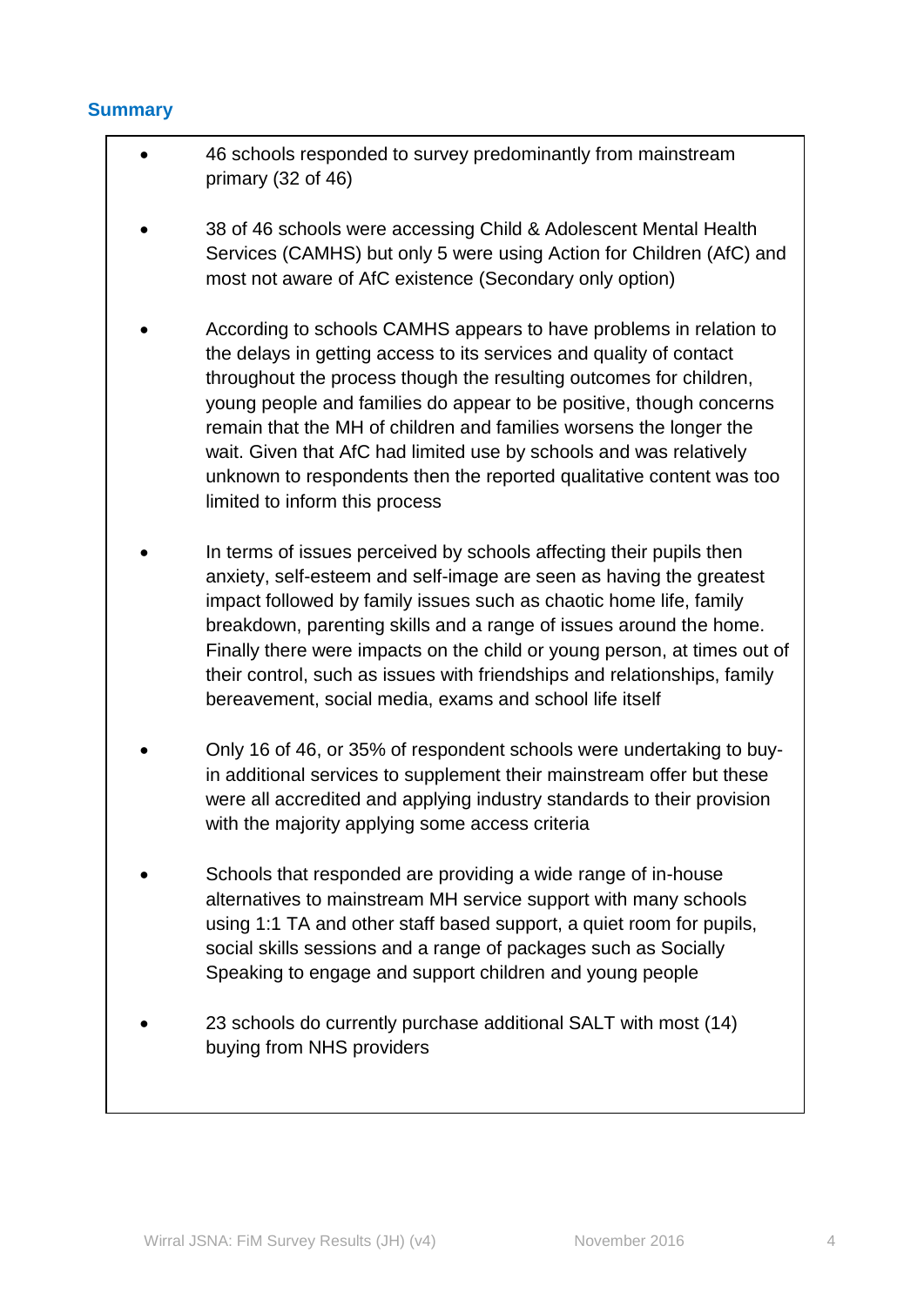## Summary

- 46 schools responded to survey predominantly from mainstream primary (32 of 46)

- 38 of 46 schools were accessing Child & Adolescent Mental Health Services (CAMHS) but only 5 were using Action for Children (AfC) and most not aware of AfC existence (Secondary only option)

- According to schools CAMHS appears to have problems in relation to the delays in getting access to its services and quality of contact throughout the process though the resulting outcomes for children, young people and families do appear to be positive, though concerns remain that the MH of children and families worsens the longer the wait. Given that AfC had limited use by schools and was relatively unknown to respondents then the reported qualitative content was too limited to inform this process

- In terms of issues perceived by schools affecting their pupils then anxiety, self-esteem and self-image are seen as having the greatest impact followed by family issues such as chaotic home life, family breakdown, parenting skills and a range of issues around the home. Finally there were impacts on the child or young person, at times out of their control, such as issues with friendships and relationships, family bereavement, social media, exams and school life itself

- Only 16 of 46, or 35% of respondent schools were undertaking to buy-in additional services to supplement their mainstream offer but these were all accredited and applying industry standards to their provision with the majority applying some access criteria

- Schools that responded are providing a wide range of in-house alternatives to mainstream MH service support with many schools using 1:1 TA and other staff based support, a quiet room for pupils, social skills sessions and a range of packages such as Socially Speaking to engage and support children and young people

- 23 schools do currently purchase additional SALT with most (14) buying from NHS providers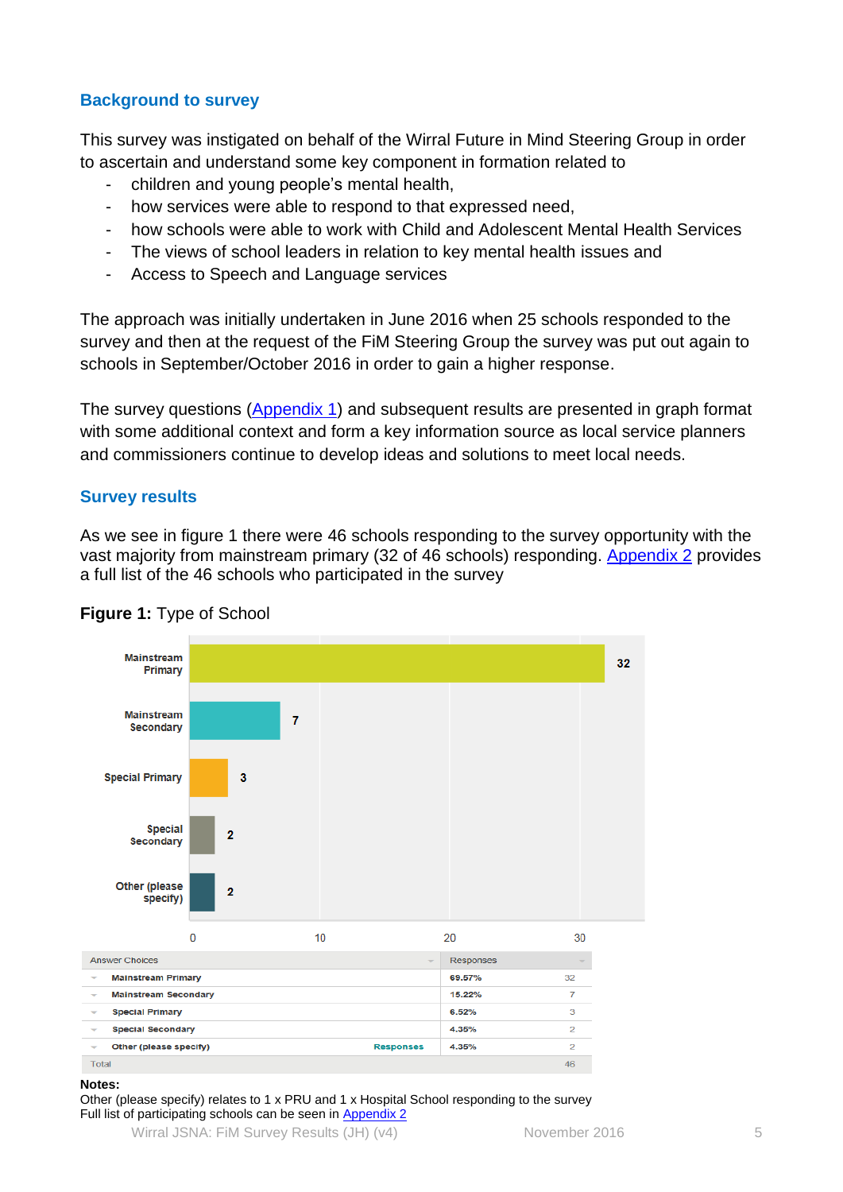## Background to survey

This survey was instigated on behalf of the Wirral Future in Mind Steering Group in order to ascertain and understand some key component in formation related to

- children and young people's mental health,
- how services were able to respond to that expressed need,
- how schools were able to work with Child and Adolescent Mental Health Services
- The views of school leaders in relation to key mental health issues and
- Access to Speech and Language services

The approach was initially undertaken in June 2016 when 25 schools responded to the survey and then at the request of the FiM Steering Group the survey was put out again to schools in September/October 2016 in order to gain a higher response.

The survey questions (Appendix 1) and subsequent results are presented in graph format with some additional context and form a key information source as local service planners and commissioners continue to develop ideas and solutions to meet local needs.

## Survey results

As we see in figure 1 there were 46 schools responding to the survey opportunity with the vast majority from mainstream primary (32 of 46 schools) responding. Appendix 2 provides a full list of the 46 schools who participated in the survey

**Figure 1:** Type of School

| Answer Choices | Responses | |
|---|---|---|
| Mainstream Primary | 69.57% | 32 |
| Mainstream Secondary | 15.22% | 7 |
| Special Primary | 6.52% | 3 |
| Special Secondary | 4.35% | 2 |
| Other (please specify) | 4.35% | 2 |
| Total | | 46 |

**Notes:**
Other (please specify) relates to 1 x PRU and 1 x Hospital School responding to the survey
Full list of participating schools can be seen in Appendix 2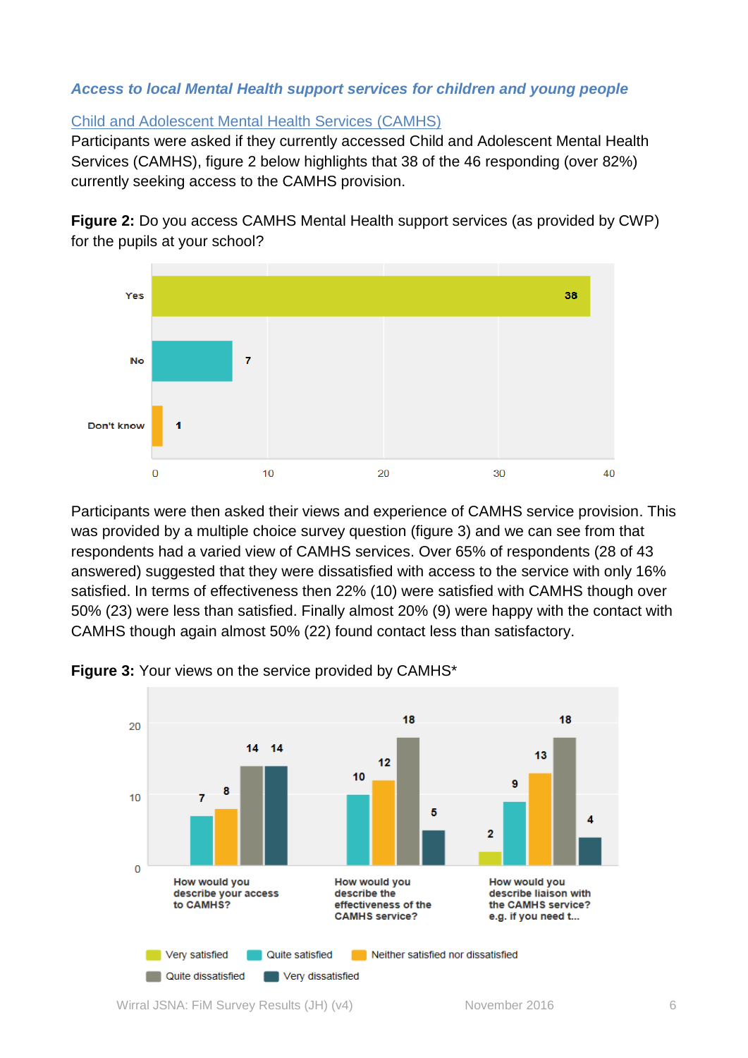### *Access to local Mental Health support services for children and young people*

Child and Adolescent Mental Health Services (CAMHS)

Participants were asked if they currently accessed Child and Adolescent Mental Health Services (CAMHS), figure 2 below highlights that 38 of the 46 responding (over 82%) currently seeking access to the CAMHS provision.

**Figure 2:** Do you access CAMHS Mental Health support services (as provided by CWP) for the pupils at your school?

| Response | Count |
|---|---|
| Yes | 38 |
| No | 7 |
| Don't know | 1 |

Participants were then asked their views and experience of CAMHS service provision. This was provided by a multiple choice survey question (figure 3) and we can see from that respondents had a varied view of CAMHS services. Over 65% of respondents (28 of 43 answered) suggested that they were dissatisfied with access to the service with only 16% satisfied. In terms of effectiveness then 22% (10) were satisfied with CAMHS though over 50% (23) were less than satisfied. Finally almost 20% (9) were happy with the contact with CAMHS though again almost 50% (22) found contact less than satisfactory.

**Figure 3:** Your views on the service provided by CAMHS*

| Question | Very satisfied | Quite satisfied | Neither satisfied nor dissatisfied | Quite dissatisfied | Very dissatisfied |
|---|---|---|---|---|---|
| How would you describe your access to CAMHS? | | 7 | 8 | 14 | 14 |
| How would you describe the effectiveness of the CAMHS service? | | 10 | 12 | 18 | 5 |
| How would you describe liaison with the CAMHS service? e.g. if you need t... | 2 | 9 | 13 | 18 | 4 |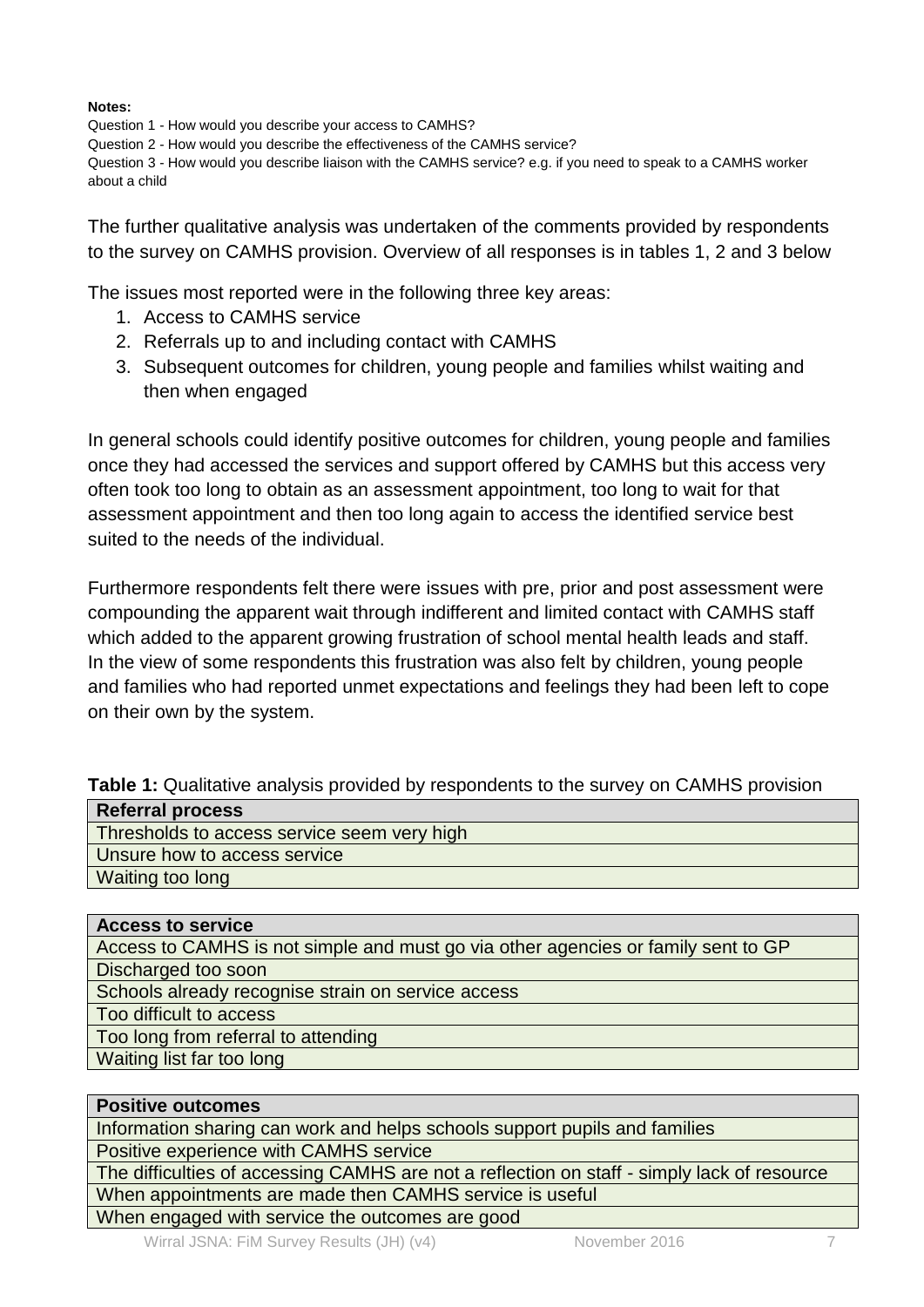**Notes:**

Question 1 - How would you describe your access to CAMHS?

Question 2 - How would you describe the effectiveness of the CAMHS service?

Question 3 - How would you describe liaison with the CAMHS service? e.g. if you need to speak to a CAMHS worker about a child

The further qualitative analysis was undertaken of the comments provided by respondents to the survey on CAMHS provision. Overview of all responses is in tables 1, 2 and 3 below

The issues most reported were in the following three key areas:

1. Access to CAMHS service
2. Referrals up to and including contact with CAMHS
3. Subsequent outcomes for children, young people and families whilst waiting and then when engaged

In general schools could identify positive outcomes for children, young people and families once they had accessed the services and support offered by CAMHS but this access very often took too long to obtain as an assessment appointment, too long to wait for that assessment appointment and then too long again to access the identified service best suited to the needs of the individual.

Furthermore respondents felt there were issues with pre, prior and post assessment were compounding the apparent wait through indifferent and limited contact with CAMHS staff which added to the apparent growing frustration of school mental health leads and staff. In the view of some respondents this frustration was also felt by children, young people and families who had reported unmet expectations and feelings they had been left to cope on their own by the system.

**Table 1:** Qualitative analysis provided by respondents to the survey on CAMHS provision

| **Referral process** |
| --- |
| Thresholds to access service seem very high |
| Unsure how to access service |
| Waiting too long |

| **Access to service** |
| --- |
| Access to CAMHS is not simple and must go via other agencies or family sent to GP |
| Discharged too soon |
| Schools already recognise strain on service access |
| Too difficult to access |
| Too long from referral to attending |
| Waiting list far too long |

| **Positive outcomes** |
| --- |
| Information sharing can work and helps schools support pupils and families |
| Positive experience with CAMHS service |
| The difficulties of accessing CAMHS are not a reflection on staff - simply lack of resource |
| When appointments are made then CAMHS service is useful |
| When engaged with service the outcomes are good |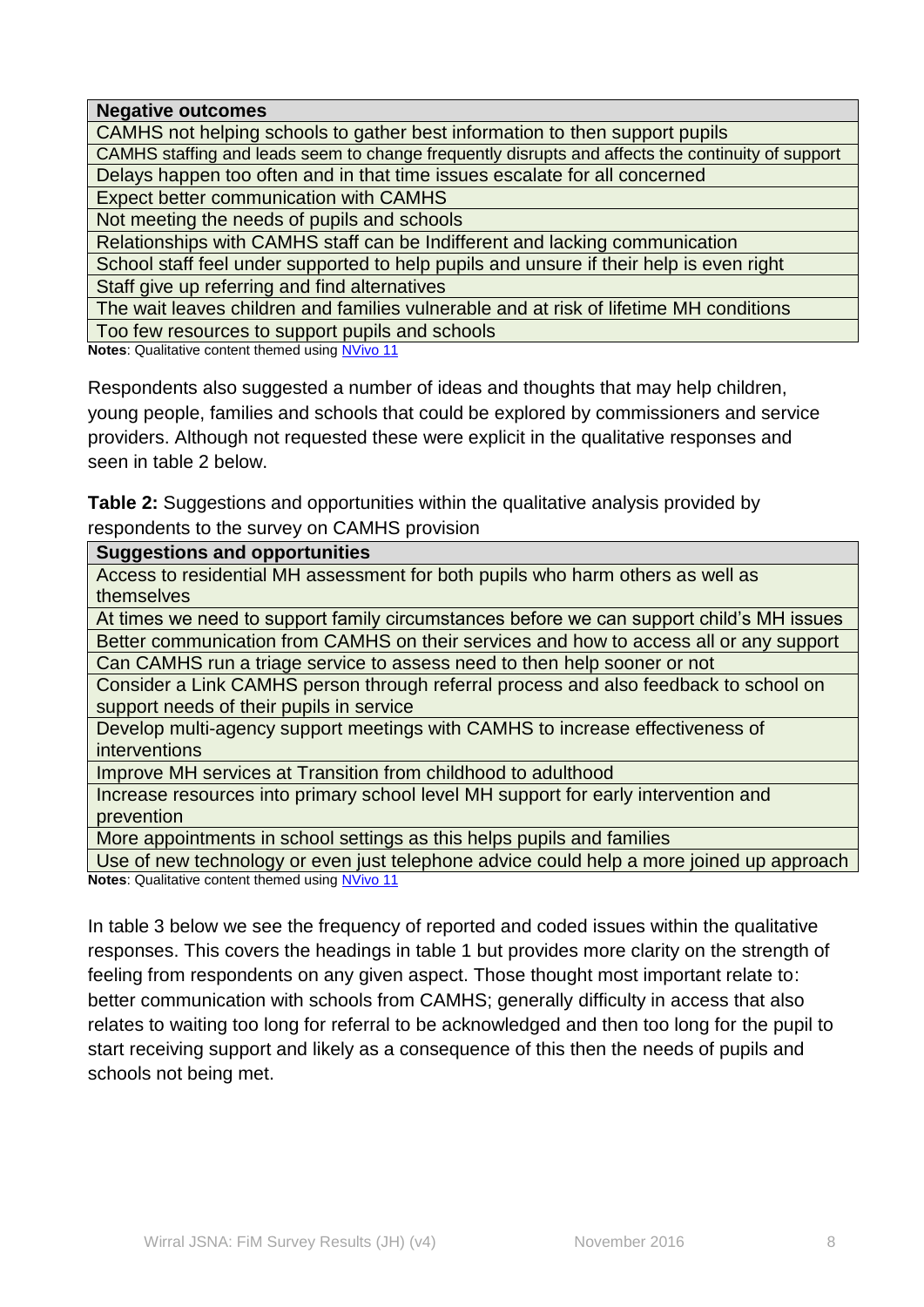| Negative outcomes |
| --- |
| CAMHS not helping schools to gather best information to then support pupils |
| CAMHS staffing and leads seem to change frequently disrupts and affects the continuity of support |
| Delays happen too often and in that time issues escalate for all concerned |
| Expect better communication with CAMHS |
| Not meeting the needs of pupils and schools |
| Relationships with CAMHS staff can be Indifferent and lacking communication |
| School staff feel under supported to help pupils and unsure if their help is even right |
| Staff give up referring and find alternatives |
| The wait leaves children and families vulnerable and at risk of lifetime MH conditions |
| Too few resources to support pupils and schools |

**Notes**: Qualitative content themed using NVivo 11

Respondents also suggested a number of ideas and thoughts that may help children, young people, families and schools that could be explored by commissioners and service providers. Although not requested these were explicit in the qualitative responses and seen in table 2 below.

**Table 2:** Suggestions and opportunities within the qualitative analysis provided by respondents to the survey on CAMHS provision

| Suggestions and opportunities |
| --- |
| Access to residential MH assessment for both pupils who harm others as well as themselves |
| At times we need to support family circumstances before we can support child's MH issues |
| Better communication from CAMHS on their services and how to access all or any support |
| Can CAMHS run a triage service to assess need to then help sooner or not |
| Consider a Link CAMHS person through referral process and also feedback to school on support needs of their pupils in service |
| Develop multi-agency support meetings with CAMHS to increase effectiveness of interventions |
| Improve MH services at Transition from childhood to adulthood |
| Increase resources into primary school level MH support for early intervention and prevention |
| More appointments in school settings as this helps pupils and families |
| Use of new technology or even just telephone advice could help a more joined up approach |

**Notes**: Qualitative content themed using NVivo 11

In table 3 below we see the frequency of reported and coded issues within the qualitative responses. This covers the headings in table 1 but provides more clarity on the strength of feeling from respondents on any given aspect. Those thought most important relate to: better communication with schools from CAMHS; generally difficulty in access that also relates to waiting too long for referral to be acknowledged and then too long for the pupil to start receiving support and likely as a consequence of this then the needs of pupils and schools not being met.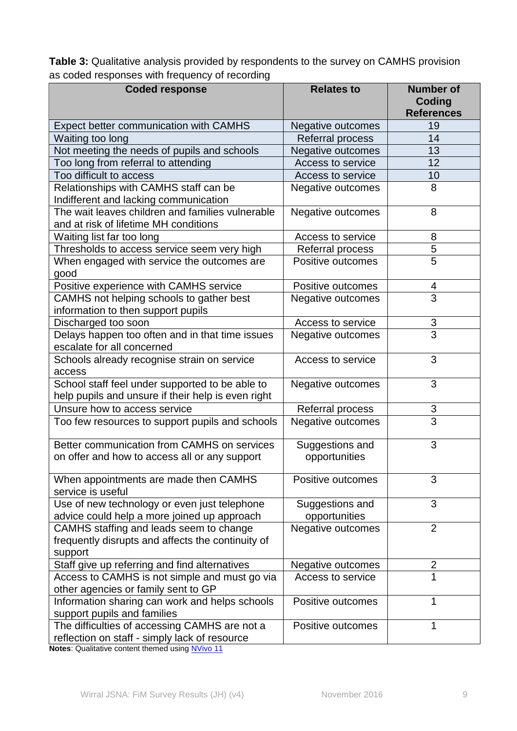**Table 3:** Qualitative analysis provided by respondents to the survey on CAMHS provision as coded responses with frequency of recording

| Coded response | Relates to | Number of Coding References |
|---|---|---|
| Expect better communication with CAMHS | Negative outcomes | 19 |
| Waiting too long | Referral process | 14 |
| Not meeting the needs of pupils and schools | Negative outcomes | 13 |
| Too long from referral to attending | Access to service | 12 |
| Too difficult to access | Access to service | 10 |
| Relationships with CAMHS staff can be Indifferent and lacking communication | Negative outcomes | 8 |
| The wait leaves children and families vulnerable and at risk of lifetime MH conditions | Negative outcomes | 8 |
| Waiting list far too long | Access to service | 8 |
| Thresholds to access service seem very high | Referral process | 5 |
| When engaged with service the outcomes are good | Positive outcomes | 5 |
| Positive experience with CAMHS service | Positive outcomes | 4 |
| CAMHS not helping schools to gather best information to then support pupils | Negative outcomes | 3 |
| Discharged too soon | Access to service | 3 |
| Delays happen too often and in that time issues escalate for all concerned | Negative outcomes | 3 |
| Schools already recognise strain on service access | Access to service | 3 |
| School staff feel under supported to be able to help pupils and unsure if their help is even right | Negative outcomes | 3 |
| Unsure how to access service | Referral process | 3 |
| Too few resources to support pupils and schools | Negative outcomes | 3 |
| Better communication from CAMHS on services on offer and how to access all or any support | Suggestions and opportunities | 3 |
| When appointments are made then CAMHS service is useful | Positive outcomes | 3 |
| Use of new technology or even just telephone advice could help a more joined up approach | Suggestions and opportunities | 3 |
| CAMHS staffing and leads seem to change frequently disrupts and affects the continuity of support | Negative outcomes | 2 |
| Staff give up referring and find alternatives | Negative outcomes | 2 |
| Access to CAMHS is not simple and must go via other agencies or family sent to GP | Access to service | 1 |
| Information sharing can work and helps schools support pupils and families | Positive outcomes | 1 |
| The difficulties of accessing CAMHS are not a reflection on staff - simply lack of resource | Positive outcomes | 1 |

**Notes**: Qualitative content themed using NVivo 11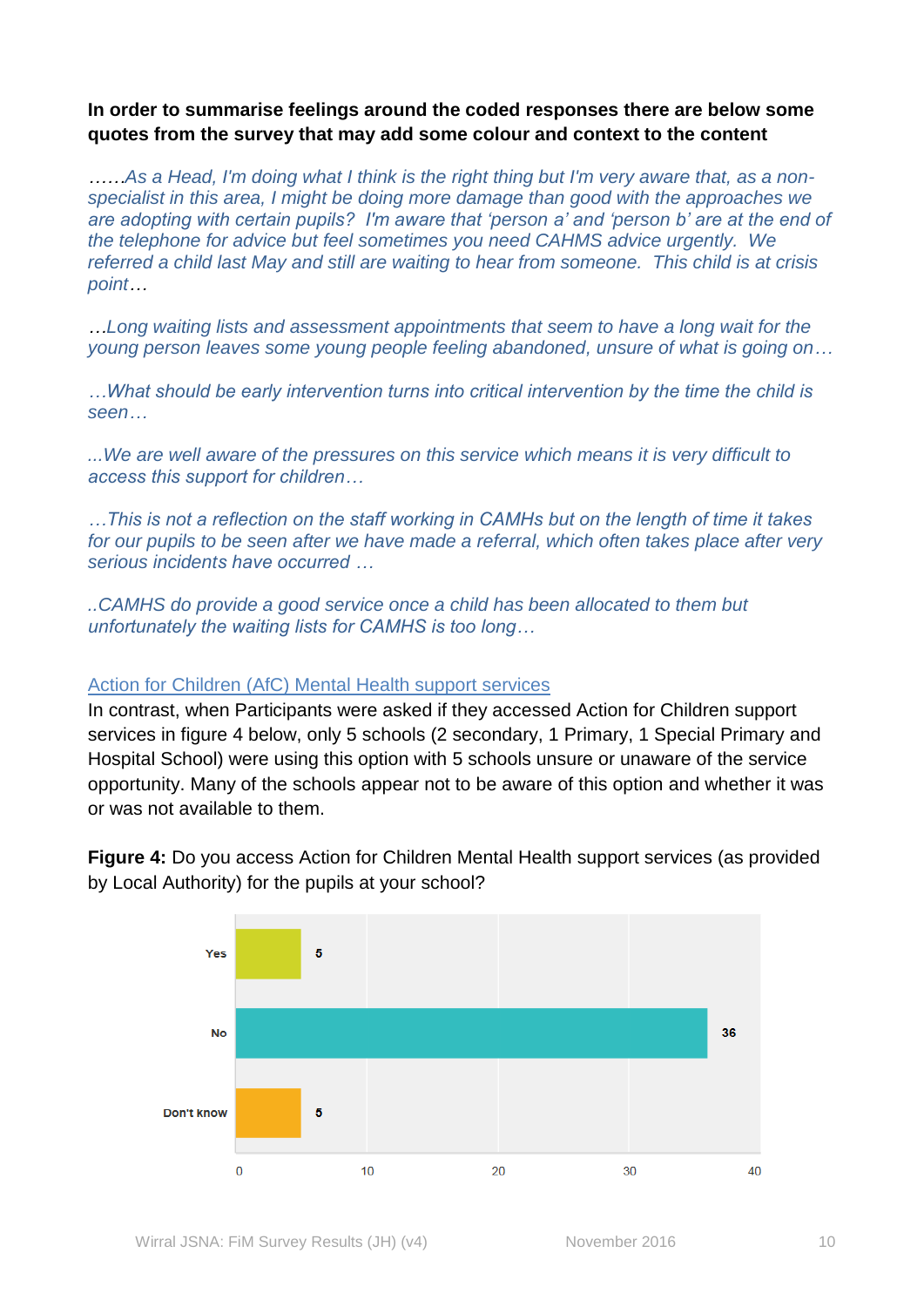**In order to summarise feelings around the coded responses there are below some quotes from the survey that may add some colour and context to the content**

*……As a Head, I'm doing what I think is the right thing but I'm very aware that, as a non-specialist in this area, I might be doing more damage than good with the approaches we are adopting with certain pupils? I'm aware that 'person a' and 'person b' are at the end of the telephone for advice but feel sometimes you need CAHMS advice urgently. We referred a child last May and still are waiting to hear from someone. This child is at crisis point…*

*…Long waiting lists and assessment appointments that seem to have a long wait for the young person leaves some young people feeling abandoned, unsure of what is going on…*

*…What should be early intervention turns into critical intervention by the time the child is seen…*

*...We are well aware of the pressures on this service which means it is very difficult to access this support for children…*

*…This is not a reflection on the staff working in CAMHs but on the length of time it takes for our pupils to be seen after we have made a referral, which often takes place after very serious incidents have occurred …*

*..CAMHS do provide a good service once a child has been allocated to them but unfortunately the waiting lists for CAMHS is too long…*

Action for Children (AfC) Mental Health support services

In contrast, when Participants were asked if they accessed Action for Children support services in figure 4 below, only 5 schools (2 secondary, 1 Primary, 1 Special Primary and Hospital School) were using this option with 5 schools unsure or unaware of the service opportunity. Many of the schools appear not to be aware of this option and whether it was or was not available to them.

**Figure 4:** Do you access Action for Children Mental Health support services (as provided by Local Authority) for the pupils at your school?

| Response | Count |
|---|---|
| Yes | 5 |
| No | 36 |
| Don't know | 5 |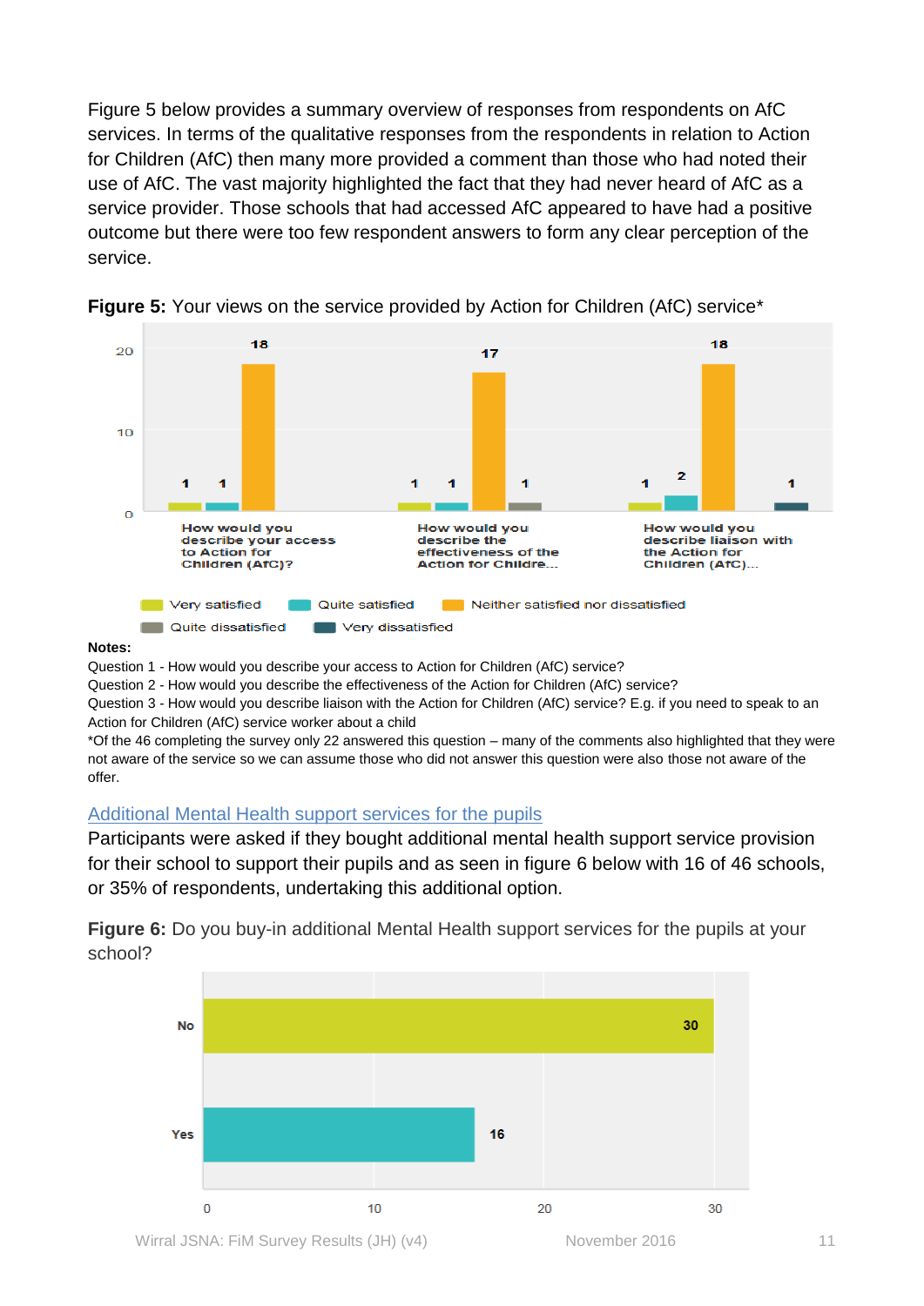Figure 5 below provides a summary overview of responses from respondents on AfC services. In terms of the qualitative responses from the respondents in relation to Action for Children (AfC) then many more provided a comment than those who had noted their use of AfC. The vast majority highlighted the fact that they had never heard of AfC as a service provider. Those schools that had accessed AfC appeared to have had a positive outcome but there were too few respondent answers to form any clear perception of the service.

**Figure 5:** Your views on the service provided by Action for Children (AfC) service*

| | Very satisfied | Quite satisfied | Neither satisfied nor dissatisfied | Quite dissatisfied | Very dissatisfied |
|---|---|---|---|---|---|
| How would you describe your access to Action for Children (AfC)? | 1 | 1 | 18 | | |
| How would you describe the effectiveness of the Action for Childre... | 1 | 1 | 17 | 1 | |
| How would you describe liaison with the Action for Children (AfC)... | 1 | 2 | 18 | | 1 |

**Notes:**

Question 1 - How would you describe your access to Action for Children (AfC) service?
Question 2 - How would you describe the effectiveness of the Action for Children (AfC) service?
Question 3 - How would you describe liaison with the Action for Children (AfC) service? E.g. if you need to speak to an Action for Children (AfC) service worker about a child
*Of the 46 completing the survey only 22 answered this question – many of the comments also highlighted that they were not aware of the service so we can assume those who did not answer this question were also those not aware of the offer.

## Additional Mental Health support services for the pupils

Participants were asked if they bought additional mental health support service provision for their school to support their pupils and as seen in figure 6 below with 16 of 46 schools, or 35% of respondents, undertaking this additional option.

**Figure 6:** Do you buy-in additional Mental Health support services for the pupils at your school?

| Response | Count |
|---|---|
| No | 30 |
| Yes | 16 |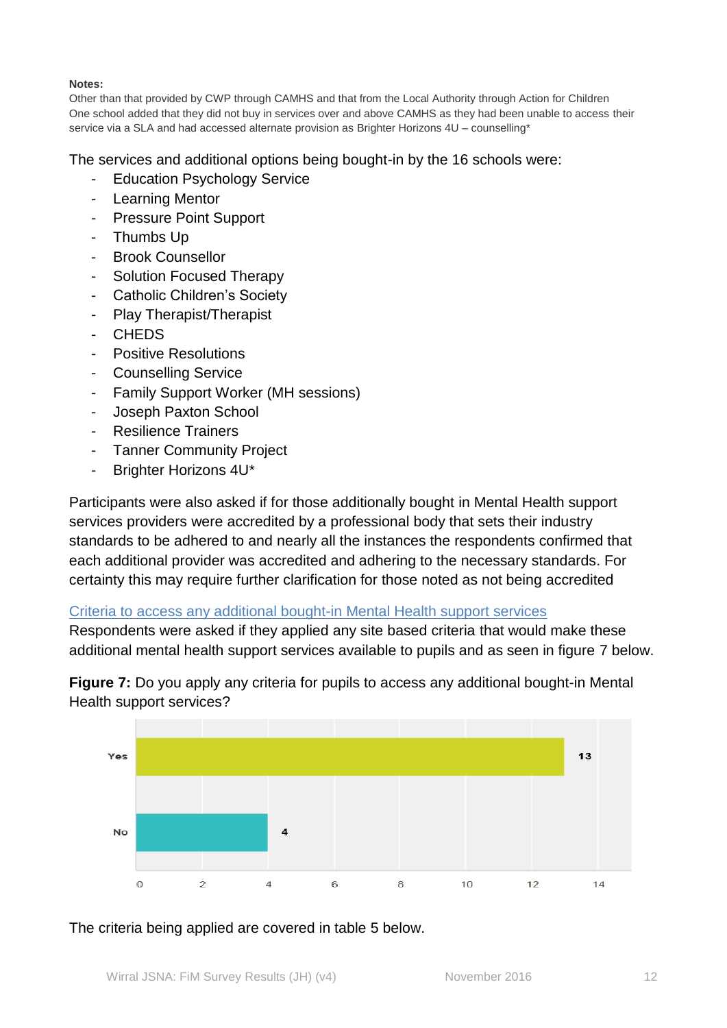**Notes:**
Other than that provided by CWP through CAMHS and that from the Local Authority through Action for Children
One school added that they did not buy in services over and above CAMHS as they had been unable to access their service via a SLA and had accessed alternate provision as Brighter Horizons 4U – counselling*

The services and additional options being bought-in by the 16 schools were:

- Education Psychology Service
- Learning Mentor
- Pressure Point Support
- Thumbs Up
- Brook Counsellor
- Solution Focused Therapy
- Catholic Children's Society
- Play Therapist/Therapist
- CHEDS
- Positive Resolutions
- Counselling Service
- Family Support Worker (MH sessions)
- Joseph Paxton School
- Resilience Trainers
- Tanner Community Project
- Brighter Horizons 4U*

Participants were also asked if for those additionally bought in Mental Health support services providers were accredited by a professional body that sets their industry standards to be adhered to and nearly all the instances the respondents confirmed that each additional provider was accredited and adhering to the necessary standards. For certainty this may require further clarification for those noted as not being accredited

Criteria to access any additional bought-in Mental Health support services

Respondents were asked if they applied any site based criteria that would make these additional mental health support services available to pupils and as seen in figure 7 below.

**Figure 7:** Do you apply any criteria for pupils to access any additional bought-in Mental Health support services?

| Response | Count |
|---|---|
| Yes | 13 |
| No | 4 |

The criteria being applied are covered in table 5 below.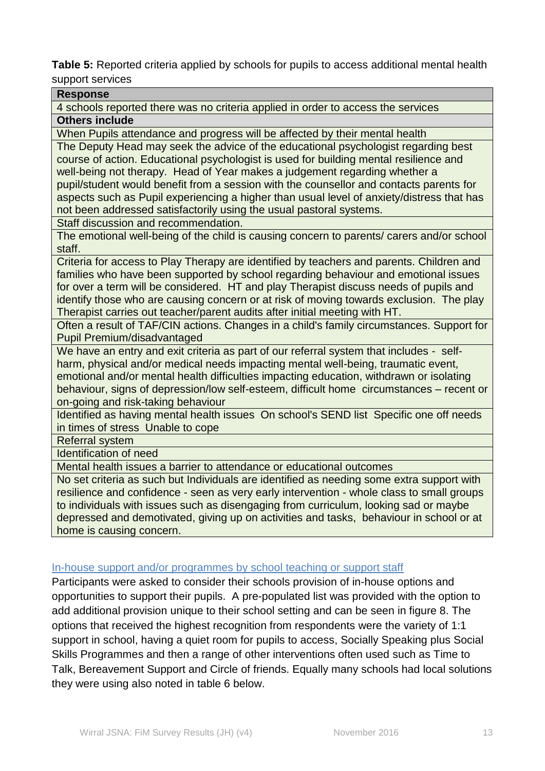**Table 5:** Reported criteria applied by schools for pupils to access additional mental health support services

| **Response** |
|---|
| 4 schools reported there was no criteria applied in order to access the services |
| **Others include** |
| When Pupils attendance and progress will be affected by their mental health |
| The Deputy Head may seek the advice of the educational psychologist regarding best course of action. Educational psychologist is used for building mental resilience and well-being not therapy. Head of Year makes a judgement regarding whether a pupil/student would benefit from a session with the counsellor and contacts parents for aspects such as Pupil experiencing a higher than usual level of anxiety/distress that has not been addressed satisfactorily using the usual pastoral systems. |
| Staff discussion and recommendation. |
| The emotional well-being of the child is causing concern to parents/ carers and/or school staff. |
| Criteria for access to Play Therapy are identified by teachers and parents. Children and families who have been supported by school regarding behaviour and emotional issues for over a term will be considered. HT and play Therapist discuss needs of pupils and identify those who are causing concern or at risk of moving towards exclusion. The play Therapist carries out teacher/parent audits after initial meeting with HT. |
| Often a result of TAF/CIN actions. Changes in a child's family circumstances. Support for Pupil Premium/disadvantaged |
| We have an entry and exit criteria as part of our referral system that includes - self-harm, physical and/or medical needs impacting mental well-being, traumatic event, emotional and/or mental health difficulties impacting education, withdrawn or isolating behaviour, signs of depression/low self-esteem, difficult home circumstances – recent or on-going and risk-taking behaviour |
| Identified as having mental health issues On school's SEND list Specific one off needs in times of stress Unable to cope |
| Referral system |
| Identification of need |
| Mental health issues a barrier to attendance or educational outcomes |
| No set criteria as such but Individuals are identified as needing some extra support with resilience and confidence - seen as very early intervention - whole class to small groups to individuals with issues such as disengaging from curriculum, looking sad or maybe depressed and demotivated, giving up on activities and tasks, behaviour in school or at home is causing concern. |

### In-house support and/or programmes by school teaching or support staff

Participants were asked to consider their schools provision of in-house options and opportunities to support their pupils. A pre-populated list was provided with the option to add additional provision unique to their school setting and can be seen in figure 8. The options that received the highest recognition from respondents were the variety of 1:1 support in school, having a quiet room for pupils to access, Socially Speaking plus Social Skills Programmes and then a range of other interventions often used such as Time to Talk, Bereavement Support and Circle of friends. Equally many schools had local solutions they were using also noted in table 6 below.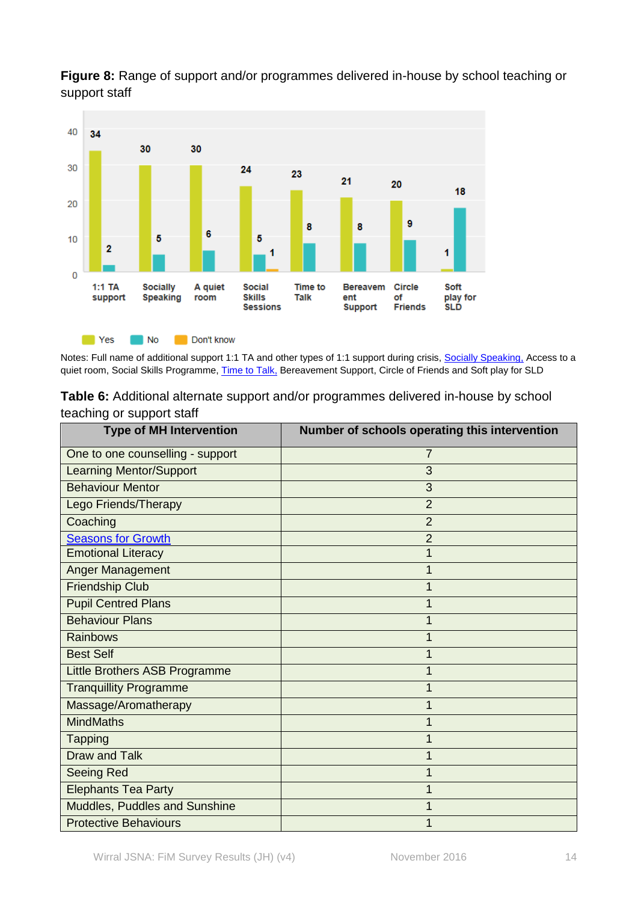**Figure 8:** Range of support and/or programmes delivered in-house by school teaching or support staff

| | Yes | No | Don't know |
|---|---|---|---|
| 1:1 TA support | 34 | 2 | |
| Socially Speaking | 30 | 5 | |
| A quiet room | 30 | 6 | |
| Social Skills Sessions | 24 | 5 | 1 |
| Time to Talk | 23 | 8 | |
| Bereavement Support | 21 | 8 | |
| Circle of Friends | 20 | 9 | |
| Soft play for SLD | 1 | 18 | |

Notes: Full name of additional support 1:1 TA and other types of 1:1 support during crisis, Socially Speaking, Access to a quiet room, Social Skills Programme, Time to Talk, Bereavement Support, Circle of Friends and Soft play for SLD

**Table 6:** Additional alternate support and/or programmes delivered in-house by school teaching or support staff

| Type of MH Intervention | Number of schools operating this intervention |
|---|---|
| One to one counselling - support | 7 |
| Learning Mentor/Support | 3 |
| Behaviour Mentor | 3 |
| Lego Friends/Therapy | 2 |
| Coaching | 2 |
| Seasons for Growth | 2 |
| Emotional Literacy | 1 |
| Anger Management | 1 |
| Friendship Club | 1 |
| Pupil Centred Plans | 1 |
| Behaviour Plans | 1 |
| Rainbows | 1 |
| Best Self | 1 |
| Little Brothers ASB Programme | 1 |
| Tranquillity Programme | 1 |
| Massage/Aromatherapy | 1 |
| MindMaths | 1 |
| Tapping | 1 |
| Draw and Talk | 1 |
| Seeing Red | 1 |
| Elephants Tea Party | 1 |
| Muddles, Puddles and Sunshine | 1 |
| Protective Behaviours | 1 |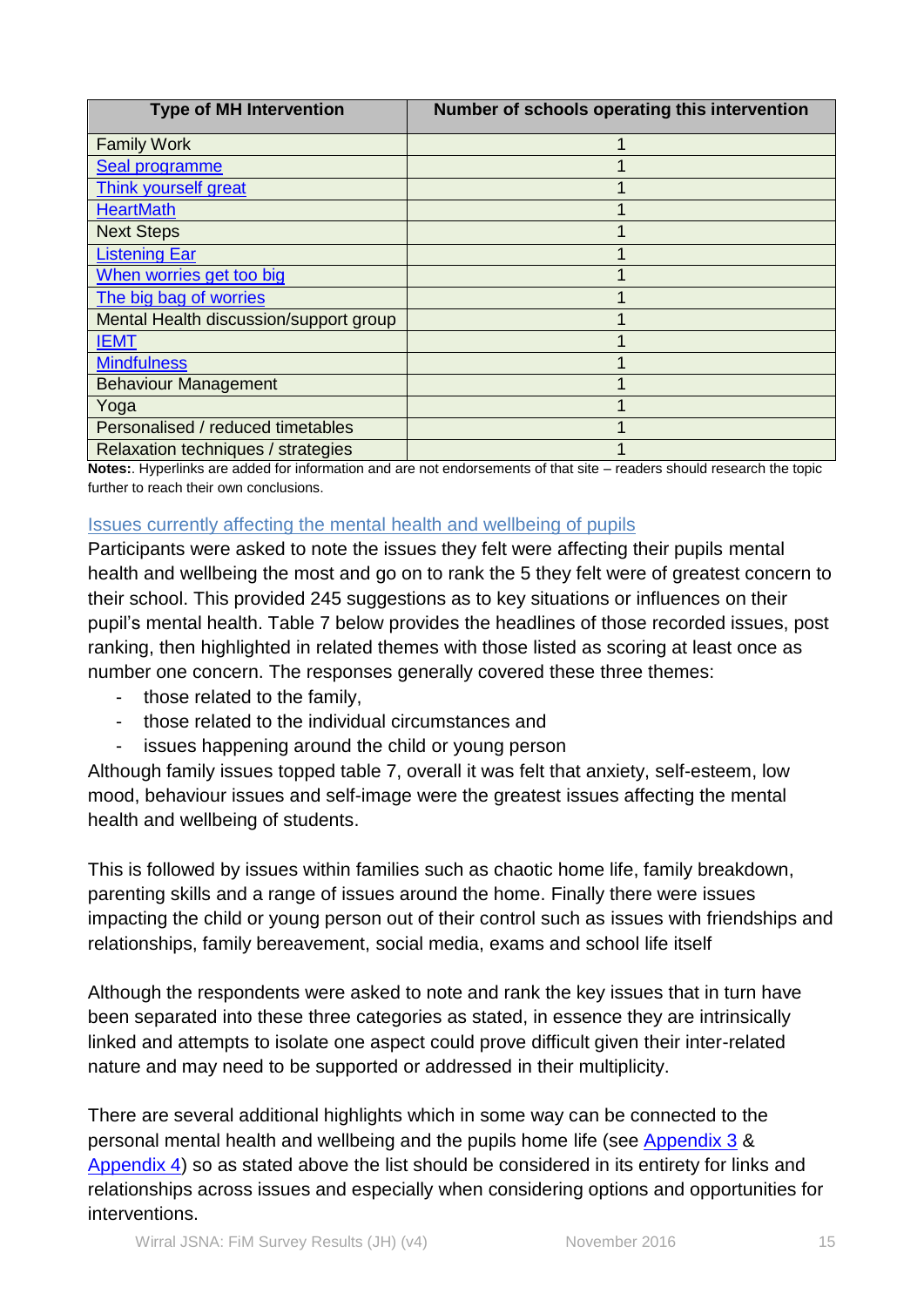| Type of MH Intervention | Number of schools operating this intervention |
|---|---|
| Family Work | 1 |
| Seal programme | 1 |
| Think yourself great | 1 |
| HeartMath | 1 |
| Next Steps | 1 |
| Listening Ear | 1 |
| When worries get too big | 1 |
| The big bag of worries | 1 |
| Mental Health discussion/support group | 1 |
| IEMT | 1 |
| Mindfulness | 1 |
| Behaviour Management | 1 |
| Yoga | 1 |
| Personalised / reduced timetables | 1 |
| Relaxation techniques / strategies | 1 |

**Notes:**. Hyperlinks are added for information and are not endorsements of that site – readers should research the topic further to reach their own conclusions.

### Issues currently affecting the mental health and wellbeing of pupils

Participants were asked to note the issues they felt were affecting their pupils mental health and wellbeing the most and go on to rank the 5 they felt were of greatest concern to their school. This provided 245 suggestions as to key situations or influences on their pupil's mental health. Table 7 below provides the headlines of those recorded issues, post ranking, then highlighted in related themes with those listed as scoring at least once as number one concern. The responses generally covered these three themes:

- those related to the family,
- those related to the individual circumstances and
- issues happening around the child or young person

Although family issues topped table 7, overall it was felt that anxiety, self-esteem, low mood, behaviour issues and self-image were the greatest issues affecting the mental health and wellbeing of students.

This is followed by issues within families such as chaotic home life, family breakdown, parenting skills and a range of issues around the home. Finally there were issues impacting the child or young person out of their control such as issues with friendships and relationships, family bereavement, social media, exams and school life itself

Although the respondents were asked to note and rank the key issues that in turn have been separated into these three categories as stated, in essence they are intrinsically linked and attempts to isolate one aspect could prove difficult given their inter-related nature and may need to be supported or addressed in their multiplicity.

There are several additional highlights which in some way can be connected to the personal mental health and wellbeing and the pupils home life (see Appendix 3 & Appendix 4) so as stated above the list should be considered in its entirety for links and relationships across issues and especially when considering options and opportunities for interventions.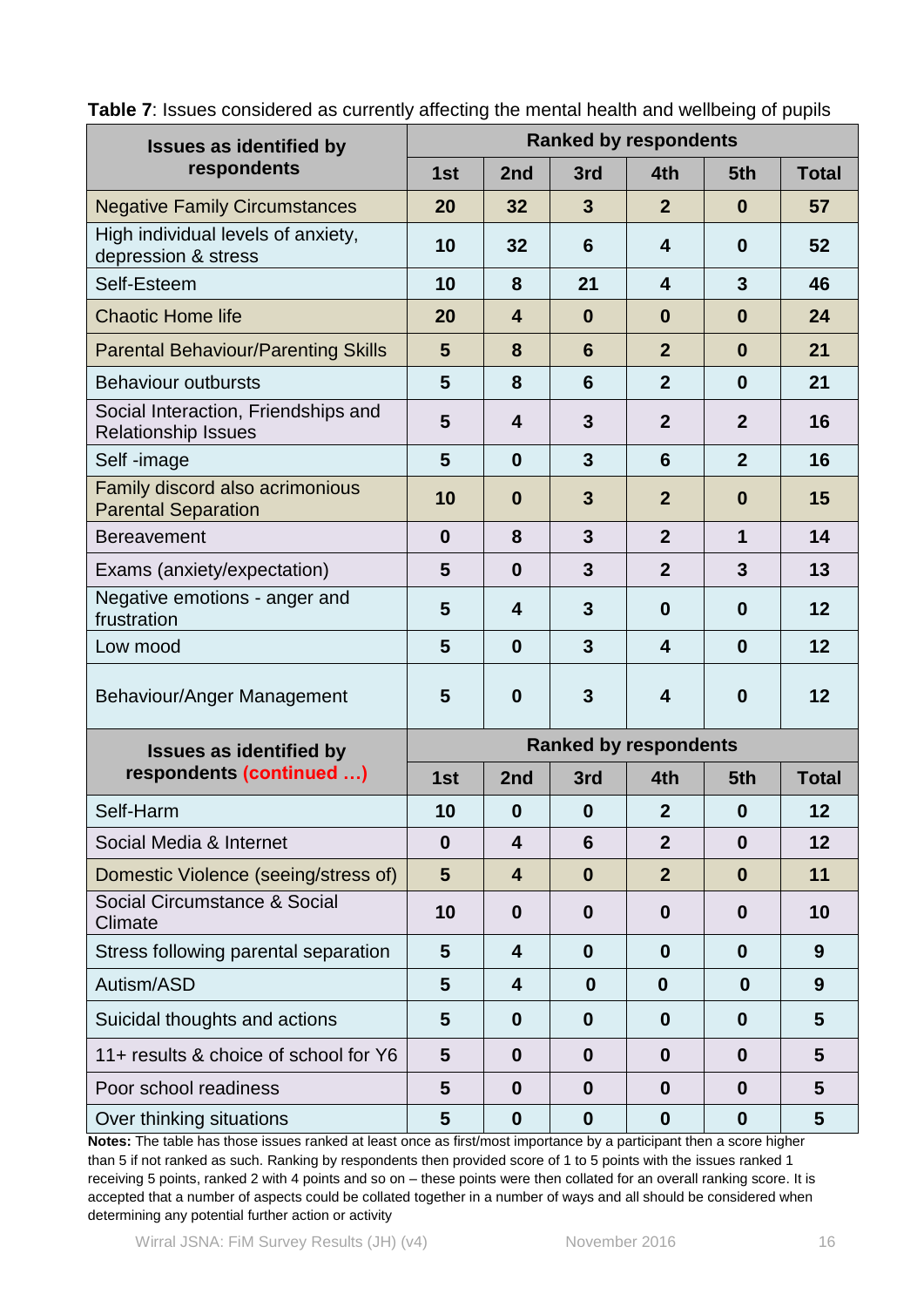**Table 7**: Issues considered as currently affecting the mental health and wellbeing of pupils

| Issues as identified by respondents | Ranked by respondents | | | | | |
|---|---|---|---|---|---|---|
| | 1st | 2nd | 3rd | 4th | 5th | Total |
| Negative Family Circumstances | 20 | 32 | 3 | 2 | 0 | 57 |
| High individual levels of anxiety, depression & stress | 10 | 32 | 6 | 4 | 0 | 52 |
| Self-Esteem | 10 | 8 | 21 | 4 | 3 | 46 |
| Chaotic Home life | 20 | 4 | 0 | 0 | 0 | 24 |
| Parental Behaviour/Parenting Skills | 5 | 8 | 6 | 2 | 0 | 21 |
| Behaviour outbursts | 5 | 8 | 6 | 2 | 0 | 21 |
| Social Interaction, Friendships and Relationship Issues | 5 | 4 | 3 | 2 | 2 | 16 |
| Self -image | 5 | 0 | 3 | 6 | 2 | 16 |
| Family discord also acrimonious Parental Separation | 10 | 0 | 3 | 2 | 0 | 15 |
| Bereavement | 0 | 8 | 3 | 2 | 1 | 14 |
| Exams (anxiety/expectation) | 5 | 0 | 3 | 2 | 3 | 13 |
| Negative emotions - anger and frustration | 5 | 4 | 3 | 0 | 0 | 12 |
| Low mood | 5 | 0 | 3 | 4 | 0 | 12 |
| Behaviour/Anger Management | 5 | 0 | 3 | 4 | 0 | 12 |
| Self-Harm | 10 | 0 | 0 | 2 | 0 | 12 |
| Social Media & Internet | 0 | 4 | 6 | 2 | 0 | 12 |
| Domestic Violence (seeing/stress of) | 5 | 4 | 0 | 2 | 0 | 11 |
| Social Circumstance & Social Climate | 10 | 0 | 0 | 0 | 0 | 10 |
| Stress following parental separation | 5 | 4 | 0 | 0 | 0 | 9 |
| Autism/ASD | 5 | 4 | 0 | 0 | 0 | 9 |
| Suicidal thoughts and actions | 5 | 0 | 0 | 0 | 0 | 5 |
| 11+ results & choice of school for Y6 | 5 | 0 | 0 | 0 | 0 | 5 |
| Poor school readiness | 5 | 0 | 0 | 0 | 0 | 5 |
| Over thinking situations | 5 | 0 | 0 | 0 | 0 | 5 |

**Notes:** The table has those issues ranked at least once as first/most importance by a participant then a score higher than 5 if not ranked as such. Ranking by respondents then provided score of 1 to 5 points with the issues ranked 1 receiving 5 points, ranked 2 with 4 points and so on – these points were then collated for an overall ranking score. It is accepted that a number of aspects could be collated together in a number of ways and all should be considered when determining any potential further action or activity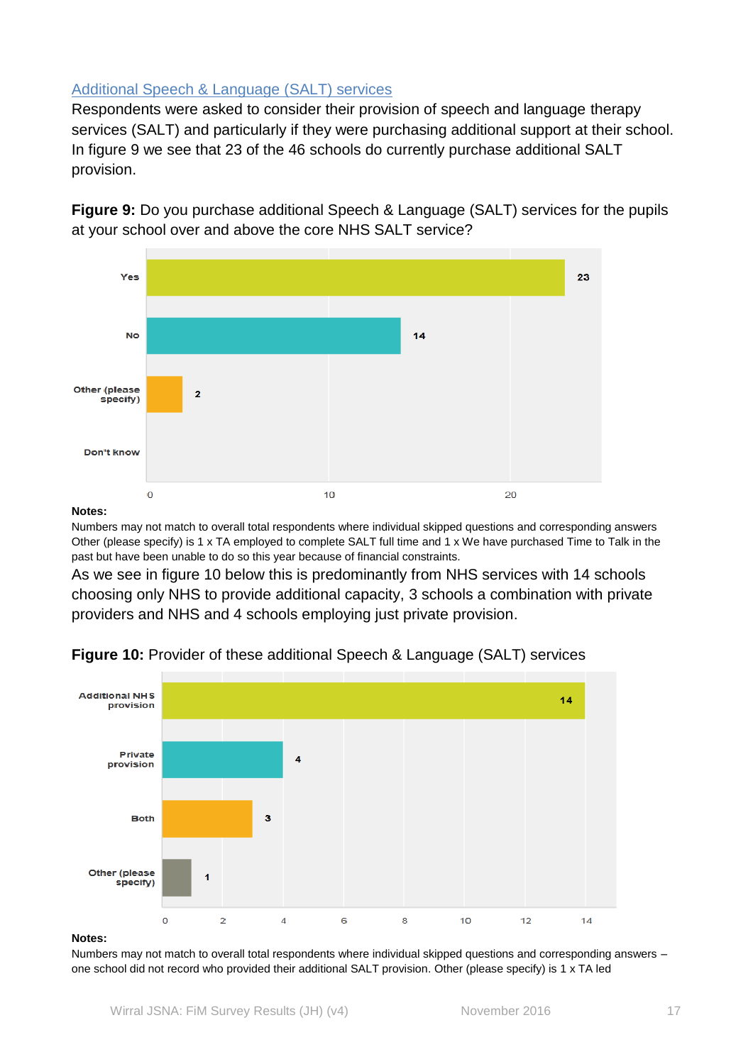## Additional Speech & Language (SALT) services

Respondents were asked to consider their provision of speech and language therapy services (SALT) and particularly if they were purchasing additional support at their school. In figure 9 we see that 23 of the 46 schools do currently purchase additional SALT provision.

**Figure 9:** Do you purchase additional Speech & Language (SALT) services for the pupils at your school over and above the core NHS SALT service?

| Response | Count |
|---|---|
| Yes | 23 |
| No | 14 |
| Other (please specify) | 2 |
| Don't know | |

**Notes:**
Numbers may not match to overall total respondents where individual skipped questions and corresponding answers
Other (please specify) is 1 x TA employed to complete SALT full time and 1 x We have purchased Time to Talk in the past but have been unable to do so this year because of financial constraints.

As we see in figure 10 below this is predominantly from NHS services with 14 schools choosing only NHS to provide additional capacity, 3 schools a combination with private providers and NHS and 4 schools employing just private provision.

**Figure 10:** Provider of these additional Speech & Language (SALT) services

| Provider | Count |
|---|---|
| Additional NHS provision | 14 |
| Private provision | 4 |
| Both | 3 |
| Other (please specify) | 1 |

**Notes:**
Numbers may not match to overall total respondents where individual skipped questions and corresponding answers – one school did not record who provided their additional SALT provision. Other (please specify) is 1 x TA led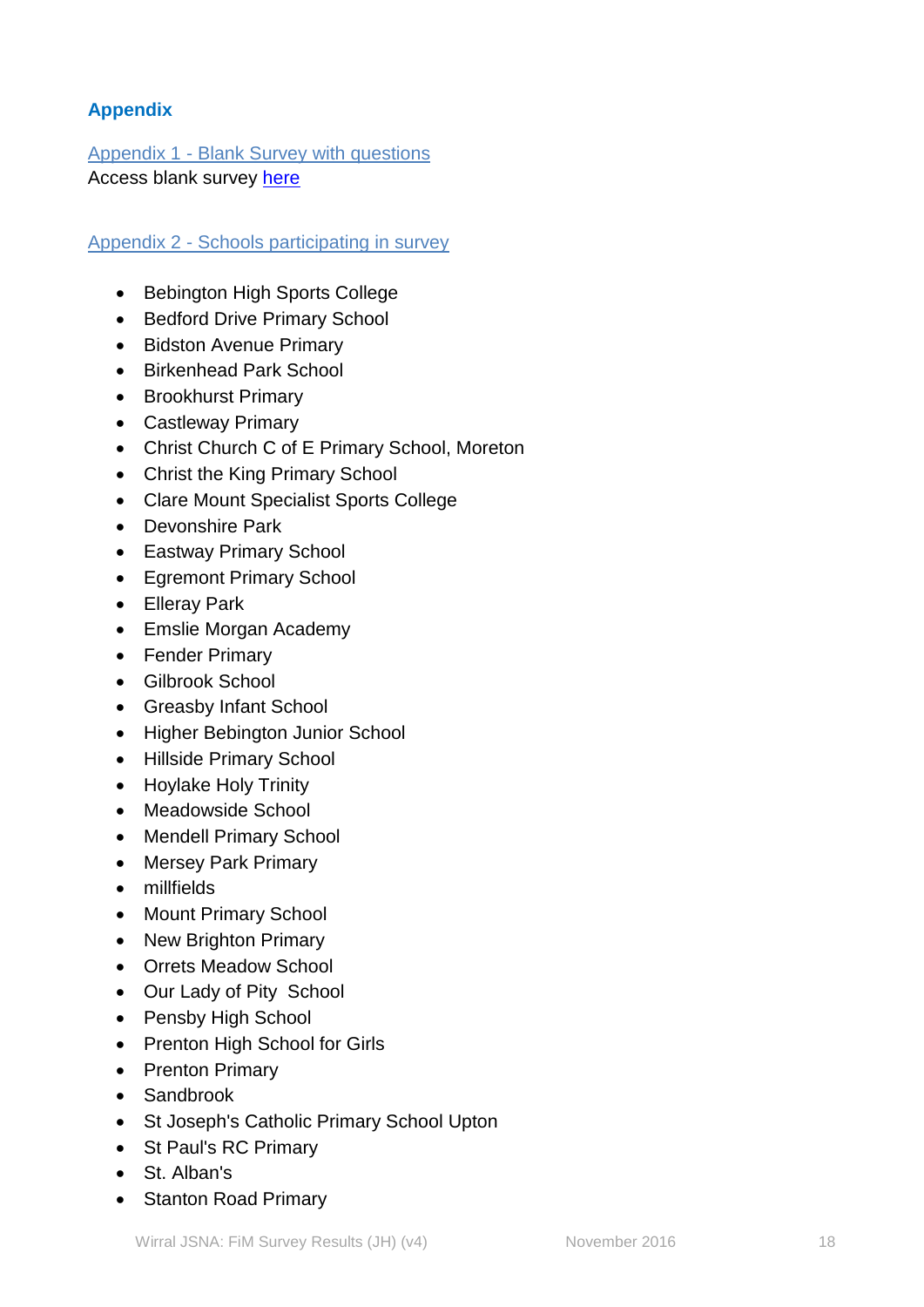## Appendix

### Appendix 1 - Blank Survey with questions

Access blank survey here

### Appendix 2 - Schools participating in survey

- Bebington High Sports College
- Bedford Drive Primary School
- Bidston Avenue Primary
- Birkenhead Park School
- Brookhurst Primary
- Castleway Primary
- Christ Church C of E Primary School, Moreton
- Christ the King Primary School
- Clare Mount Specialist Sports College
- Devonshire Park
- Eastway Primary School
- Egremont Primary School
- Elleray Park
- Emslie Morgan Academy
- Fender Primary
- Gilbrook School
- Greasby Infant School
- Higher Bebington Junior School
- Hillside Primary School
- Hoylake Holy Trinity
- Meadowside School
- Mendell Primary School
- Mersey Park Primary
- millfields
- Mount Primary School
- New Brighton Primary
- Orrets Meadow School
- Our Lady of Pity School
- Pensby High School
- Prenton High School for Girls
- Prenton Primary
- Sandbrook
- St Joseph's Catholic Primary School Upton
- St Paul's RC Primary
- St. Alban's
- Stanton Road Primary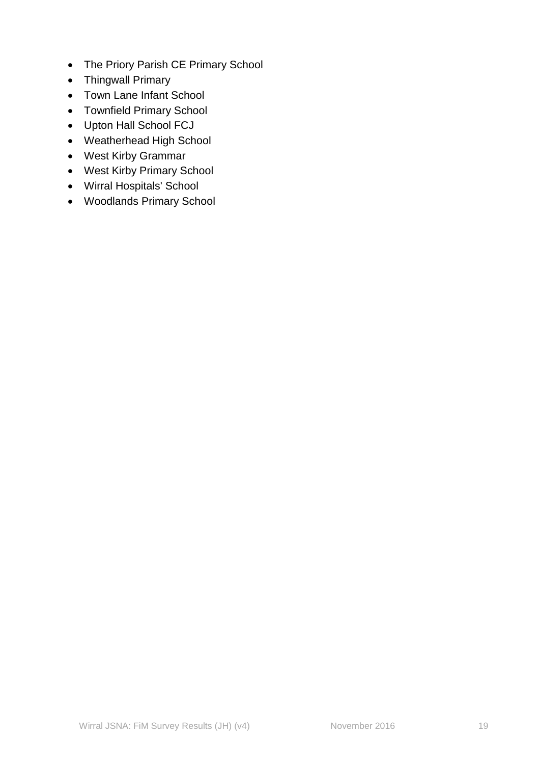- The Priory Parish CE Primary School
- Thingwall Primary
- Town Lane Infant School
- Townfield Primary School
- Upton Hall School FCJ
- Weatherhead High School
- West Kirby Grammar
- West Kirby Primary School
- Wirral Hospitals' School
- Woodlands Primary School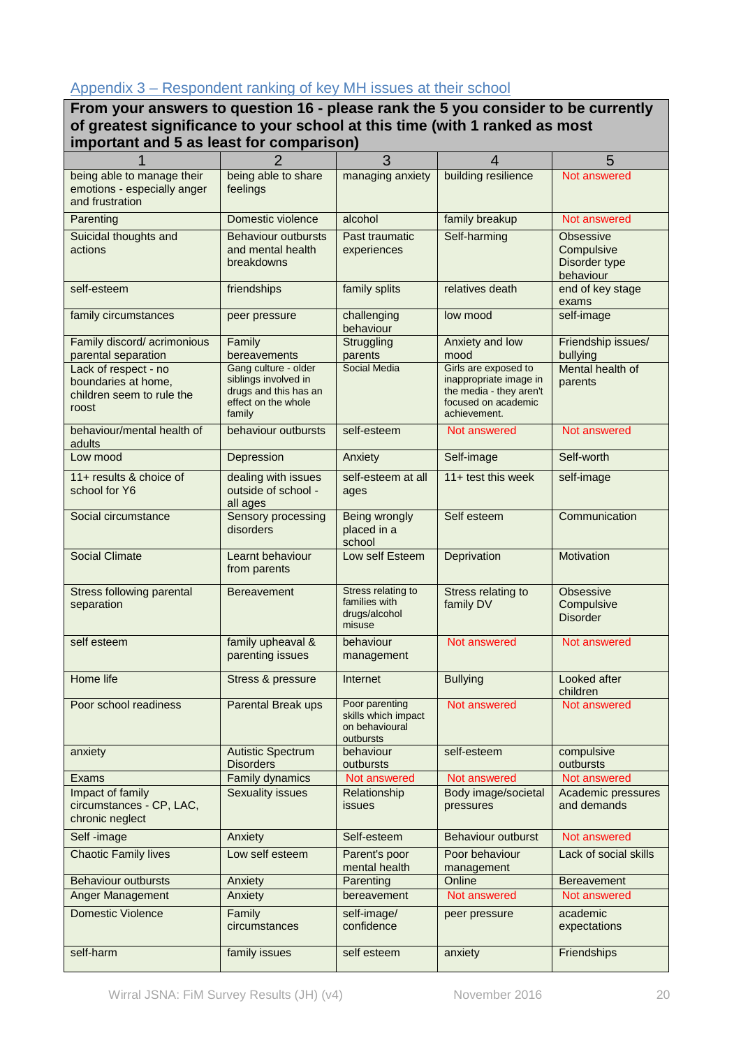## Appendix 3 – Respondent ranking of key MH issues at their school

| From your answers to question 16 - please rank the 5 you consider to be currently of greatest significance to your school at this time (with 1 ranked as most important and 5 as least for comparison) | | | | |
|---|---|---|---|---|
| 1 | 2 | 3 | 4 | 5 |
| being able to manage their emotions - especially anger and frustration | being able to share feelings | managing anxiety | building resilience | Not answered |
| Parenting | Domestic violence | alcohol | family breakup | Not answered |
| Suicidal thoughts and actions | Behaviour outbursts and mental health breakdowns | Past traumatic experiences | Self-harming | Obsessive Compulsive Disorder type behaviour |
| self-esteem | friendships | family splits | relatives death | end of key stage exams |
| family circumstances | peer pressure | challenging behaviour | low mood | self-image |
| Family discord/ acrimonious parental separation | Family bereavements | Struggling parents | Anxiety and low mood | Friendship issues/ bullying |
| Lack of respect - no boundaries at home, children seem to rule the roost | Gang culture - older siblings involved in drugs and this has an effect on the whole family | Social Media | Girls are exposed to inappropriate image in the media - they aren't focused on academic achievement. | Mental health of parents |
| behaviour/mental health of adults | behaviour outbursts | self-esteem | Not answered | Not answered |
| Low mood | Depression | Anxiety | Self-image | Self-worth |
| 11+ results & choice of school for Y6 | dealing with issues outside of school - all ages | self-esteem at all ages | 11+ test this week | self-image |
| Social circumstance | Sensory processing disorders | Being wrongly placed in a school | Self esteem | Communication |
| Social Climate | Learnt behaviour from parents | Low self Esteem | Deprivation | Motivation |
| Stress following parental separation | Bereavement | Stress relating to families with drugs/alcohol misuse | Stress relating to family DV | Obsessive Compulsive Disorder |
| self esteem | family upheaval & parenting issues | behaviour management | Not answered | Not answered |
| Home life | Stress & pressure | Internet | Bullying | Looked after children |
| Poor school readiness | Parental Break ups | Poor parenting skills which impact on behavioural outbursts | Not answered | Not answered |
| anxiety | Autistic Spectrum Disorders | behaviour outbursts | self-esteem | compulsive outbursts |
| Exams | Family dynamics | Not answered | Not answered | Not answered |
| Impact of family circumstances - CP, LAC, chronic neglect | Sexuality issues | Relationship issues | Body image/societal pressures | Academic pressures and demands |
| Self -image | Anxiety | Self-esteem | Behaviour outburst | Not answered |
| Chaotic Family lives | Low self esteem | Parent's poor mental health | Poor behaviour management | Lack of social skills |
| Behaviour outbursts | Anxiety | Parenting | Online | Bereavement |
| Anger Management | Anxiety | bereavement | Not answered | Not answered |
| Domestic Violence | Family circumstances | self-image/ confidence | peer pressure | academic expectations |
| self-harm | family issues | self esteem | anxiety | Friendships |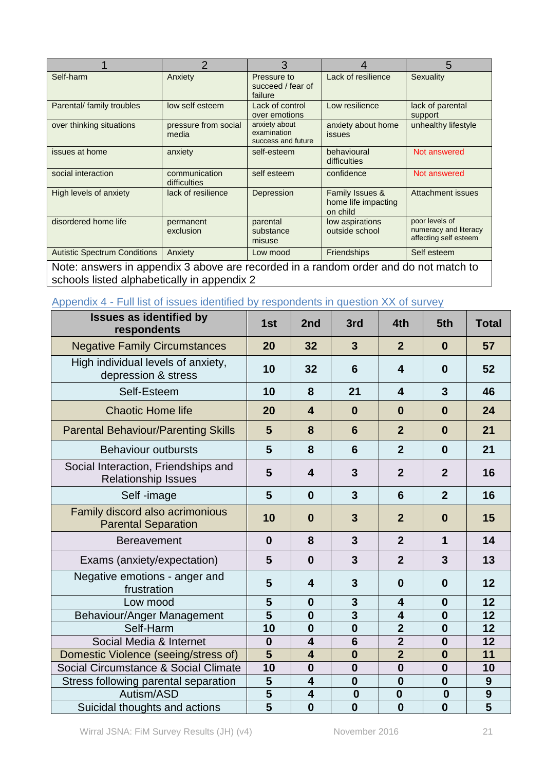| 1 | 2 | 3 | 4 | 5 |
|---|---|---|---|---|
| Self-harm | Anxiety | Pressure to succeed / fear of failure | Lack of resilience | Sexuality |
| Parental/ family troubles | low self esteem | Lack of control over emotions | Low resilience | lack of parental support |
| over thinking situations | pressure from social media | anxiety about examination success and future | anxiety about home issues | unhealthy lifestyle |
| issues at home | anxiety | self-esteem | behavioural difficulties | Not answered |
| social interaction | communication difficulties | self esteem | confidence | Not answered |
| High levels of anxiety | lack of resilience | Depression | Family Issues & home life impacting on child | Attachment issues |
| disordered home life | permanent exclusion | parental substance misuse | low aspirations outside school | poor levels of numeracy and literacy affecting self esteem |
| Autistic Spectrum Conditions | Anxiety | Low mood | Friendships | Self esteem |

Note: answers in appendix 3 above are recorded in a random order and do not match to schools listed alphabetically in appendix 2

## Appendix 4 - Full list of issues identified by respondents in question XX of survey

| Issues as identified by respondents | 1st | 2nd | 3rd | 4th | 5th | Total |
|---|---|---|---|---|---|---|
| Negative Family Circumstances | 20 | 32 | 3 | 2 | 0 | 57 |
| High individual levels of anxiety, depression & stress | 10 | 32 | 6 | 4 | 0 | 52 |
| Self-Esteem | 10 | 8 | 21 | 4 | 3 | 46 |
| Chaotic Home life | 20 | 4 | 0 | 0 | 0 | 24 |
| Parental Behaviour/Parenting Skills | 5 | 8 | 6 | 2 | 0 | 21 |
| Behaviour outbursts | 5 | 8 | 6 | 2 | 0 | 21 |
| Social Interaction, Friendships and Relationship Issues | 5 | 4 | 3 | 2 | 2 | 16 |
| Self -image | 5 | 0 | 3 | 6 | 2 | 16 |
| Family discord also acrimonious Parental Separation | 10 | 0 | 3 | 2 | 0 | 15 |
| Bereavement | 0 | 8 | 3 | 2 | 1 | 14 |
| Exams (anxiety/expectation) | 5 | 0 | 3 | 2 | 3 | 13 |
| Negative emotions - anger and frustration | 5 | 4 | 3 | 0 | 0 | 12 |
| Low mood | 5 | 0 | 3 | 4 | 0 | 12 |
| Behaviour/Anger Management | 5 | 0 | 3 | 4 | 0 | 12 |
| Self-Harm | 10 | 0 | 0 | 2 | 0 | 12 |
| Social Media & Internet | 0 | 4 | 6 | 2 | 0 | 12 |
| Domestic Violence (seeing/stress of) | 5 | 4 | 0 | 2 | 0 | 11 |
| Social Circumstance & Social Climate | 10 | 0 | 0 | 0 | 0 | 10 |
| Stress following parental separation | 5 | 4 | 0 | 0 | 0 | 9 |
| Autism/ASD | 5 | 4 | 0 | 0 | 0 | 9 |
| Suicidal thoughts and actions | 5 | 0 | 0 | 0 | 0 | 5 |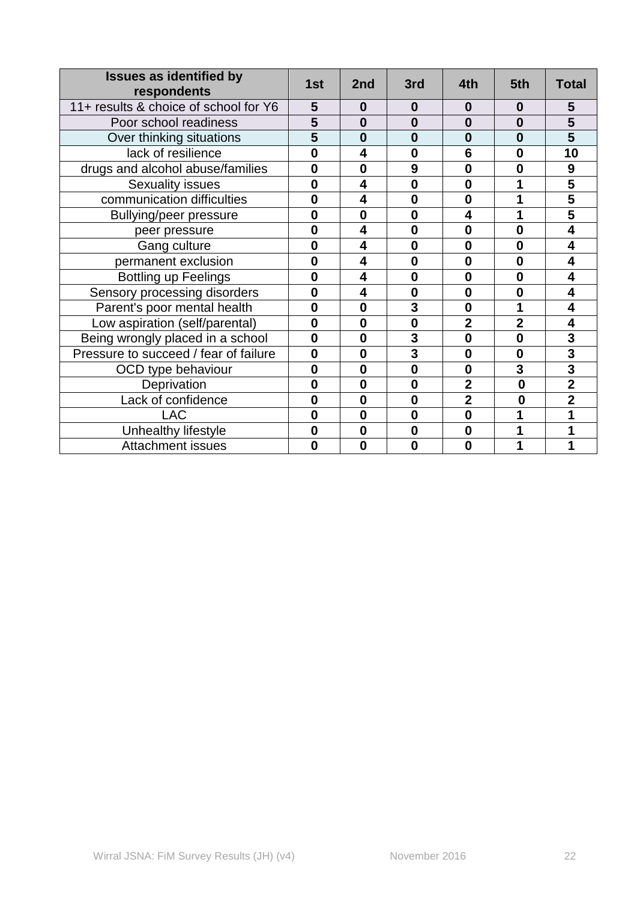| Issues as identified by respondents | 1st | 2nd | 3rd | 4th | 5th | Total |
|---|---|---|---|---|---|---|
| 11+ results & choice of school for Y6 | 5 | 0 | 0 | 0 | 0 | 5 |
| Poor school readiness | 5 | 0 | 0 | 0 | 0 | 5 |
| Over thinking situations | 5 | 0 | 0 | 0 | 0 | 5 |
| lack of resilience | 0 | 4 | 0 | 6 | 0 | 10 |
| drugs and alcohol abuse/families | 0 | 0 | 9 | 0 | 0 | 9 |
| Sexuality issues | 0 | 4 | 0 | 0 | 1 | 5 |
| communication difficulties | 0 | 4 | 0 | 0 | 1 | 5 |
| Bullying/peer pressure | 0 | 0 | 0 | 4 | 1 | 5 |
| peer pressure | 0 | 4 | 0 | 0 | 0 | 4 |
| Gang culture | 0 | 4 | 0 | 0 | 0 | 4 |
| permanent exclusion | 0 | 4 | 0 | 0 | 0 | 4 |
| Bottling up Feelings | 0 | 4 | 0 | 0 | 0 | 4 |
| Sensory processing disorders | 0 | 4 | 0 | 0 | 0 | 4 |
| Parent's poor mental health | 0 | 0 | 3 | 0 | 1 | 4 |
| Low aspiration (self/parental) | 0 | 0 | 0 | 2 | 2 | 4 |
| Being wrongly placed in a school | 0 | 0 | 3 | 0 | 0 | 3 |
| Pressure to succeed / fear of failure | 0 | 0 | 3 | 0 | 0 | 3 |
| OCD type behaviour | 0 | 0 | 0 | 0 | 3 | 3 |
| Deprivation | 0 | 0 | 0 | 2 | 0 | 2 |
| Lack of confidence | 0 | 0 | 0 | 2 | 0 | 2 |
| LAC | 0 | 0 | 0 | 0 | 1 | 1 |
| Unhealthy lifestyle | 0 | 0 | 0 | 0 | 1 | 1 |
| Attachment issues | 0 | 0 | 0 | 0 | 1 | 1 |